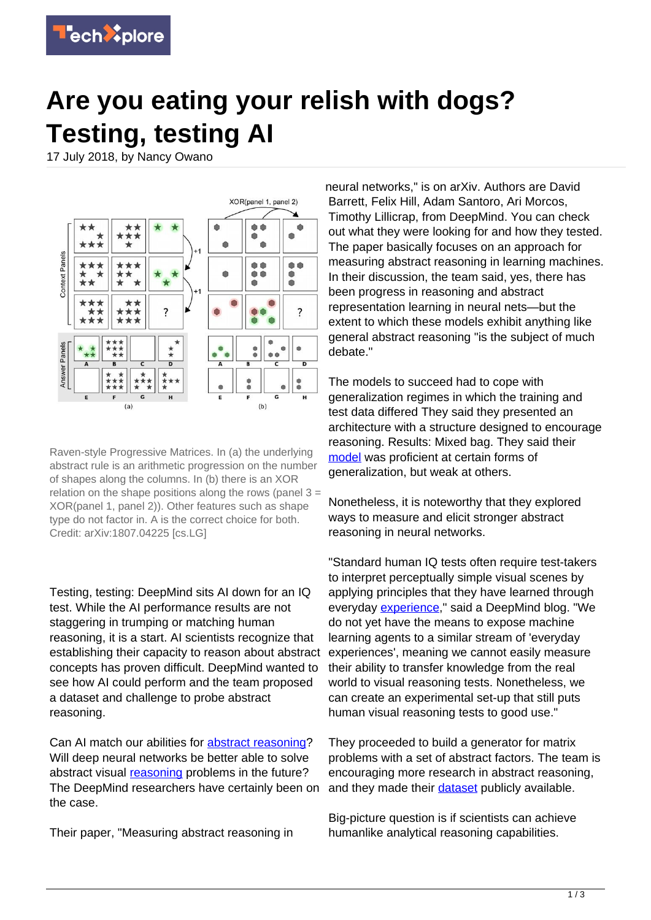# Are you eating your relish with dogs? Testing, testing AI

17 July 2018, by Nancy Owano

Raven-style Progressive Matrices. In (a) the underlying abstract rule is an arithmetic progression on the number of shapes along the columns. In (b) there is an XOR relation on the shape positions along the rows (panel 3 = XOR(panel 1, panel 2)). Other features such as shape type do not factor in. A is the correct choice for both. Credit: arXiv:1807.04225 [cs.LG]

Testing, testing: DeepMind sits AI down for an IQ test. While the AI performance results are not staggering in trumping or matching human reasoning, it is a start. AI scientists recognize that establishing their capacity to reason about abstract concepts has proven difficult. DeepMind wanted to see how AI could perform and the team proposed a dataset and challenge to probe abstract reasoning.

Can AI match our abilities for abstract reasoning? Will deep neural networks be better able to solve abstract visual reasoning problems in the future? The DeepMind researchers have certainly been on the case.

Their paper, "Measuring abstract reasoning in neural networks," is on arXiv. Authors are David Barrett, Felix Hill, Adam Santoro, Ari Morcos, Timothy Lillicrap, from DeepMind. You can check out what they were looking for and how they tested. The paper basically focuses on an approach for measuring abstract reasoning in learning machines. In their discussion, the team said, yes, there has been progress in reasoning and abstract representation learning in neural nets—but the extent to which these models exhibit anything like general abstract reasoning "is the subject of much debate."

The models to succeed had to cope with generalization regimes in which the training and test data differed They said they presented an architecture with a structure designed to encourage reasoning. Results: Mixed bag. They said their model was proficient at certain forms of generalization, but weak at others.

Nonetheless, it is noteworthy that they explored ways to measure and elicit stronger abstract reasoning in neural networks.

"Standard human IQ tests often require test-takers to interpret perceptually simple visual scenes by applying principles that they have learned through everyday experience," said a DeepMind blog. "We do not yet have the means to expose machine learning agents to a similar stream of 'everyday experiences', meaning we cannot easily measure their ability to transfer knowledge from the real world to visual reasoning tests. Nonetheless, we can create an experimental set-up that still puts human visual reasoning tests to good use."

They proceeded to build a generator for matrix problems with a set of abstract factors. The team is encouraging more research in abstract reasoning, and they made their dataset publicly available.

Big-picture question is if scientists can achieve humanlike analytical reasoning capabilities.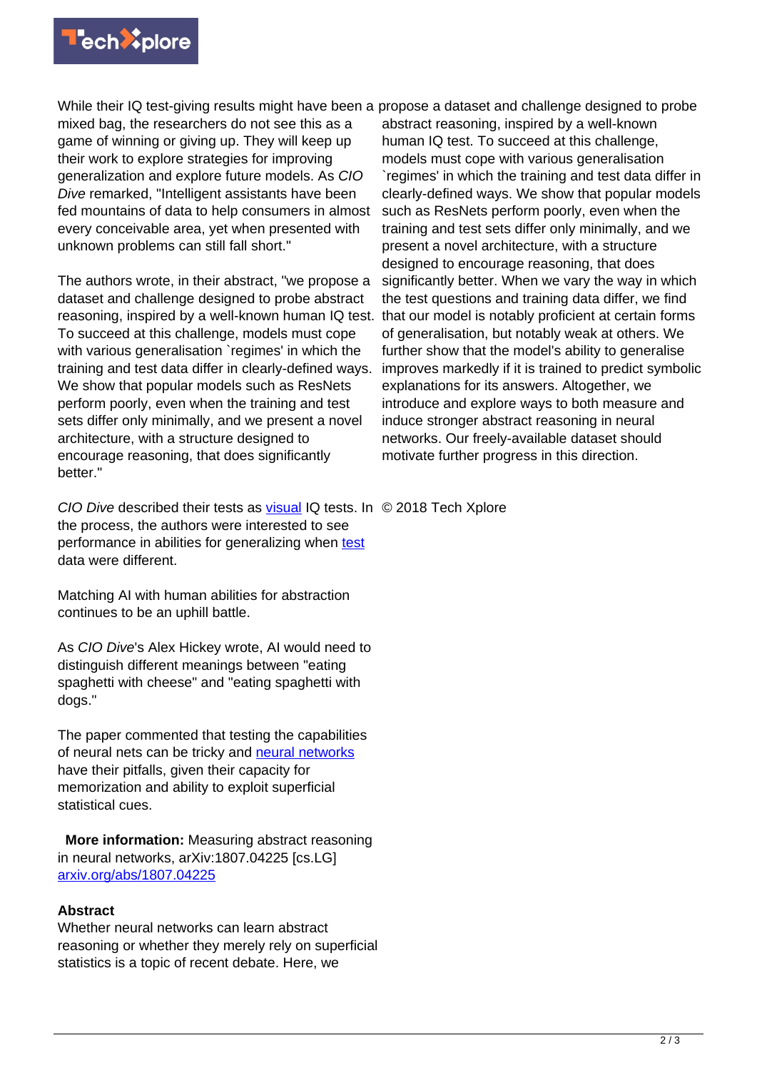While their IQ test-giving results might have been a mixed bag, the researchers do not see this as a game of winning or giving up. They will keep up their work to explore strategies for improving generalization and explore future models. As *CIO Dive* remarked, "Intelligent assistants have been fed mountains of data to help consumers in almost every conceivable area, yet when presented with unknown problems can still fall short."

The authors wrote, in their abstract, "we propose a dataset and challenge designed to probe abstract reasoning, inspired by a well-known human IQ test. To succeed at this challenge, models must cope with various generalisation `regimes' in which the training and test data differ in clearly-defined ways. We show that popular models such as ResNets perform poorly, even when the training and test sets differ only minimally, and we present a novel architecture, with a structure designed to encourage reasoning, that does significantly better."

*CIO Dive* described their tests as visual IQ tests. In the process, the authors were interested to see performance in abilities for generalizing when test data were different.

Matching AI with human abilities for abstraction continues to be an uphill battle.

As *CIO Dive*'s Alex Hickey wrote, AI would need to distinguish different meanings between "eating spaghetti with cheese" and "eating spaghetti with dogs."

The paper commented that testing the capabilities of neural nets can be tricky and neural networks have their pitfalls, given their capacity for memorization and ability to exploit superficial statistical cues.

**More information:** Measuring abstract reasoning in neural networks, arXiv:1807.04225 [cs.LG] arxiv.org/abs/1807.04225

**Abstract**
Whether neural networks can learn abstract reasoning or whether they merely rely on superficial statistics is a topic of recent debate. Here, we propose a dataset and challenge designed to probe abstract reasoning, inspired by a well-known human IQ test. To succeed at this challenge, models must cope with various generalisation `regimes' in which the training and test data differ in clearly-defined ways. We show that popular models such as ResNets perform poorly, even when the training and test sets differ only minimally, and we present a novel architecture, with a structure designed to encourage reasoning, that does significantly better. When we vary the way in which the test questions and training data differ, we find that our model is notably proficient at certain forms of generalisation, but notably weak at others. We further show that the model's ability to generalise improves markedly if it is trained to predict symbolic explanations for its answers. Altogether, we introduce and explore ways to both measure and induce stronger abstract reasoning in neural networks. Our freely-available dataset should motivate further progress in this direction.

© 2018 Tech Xplore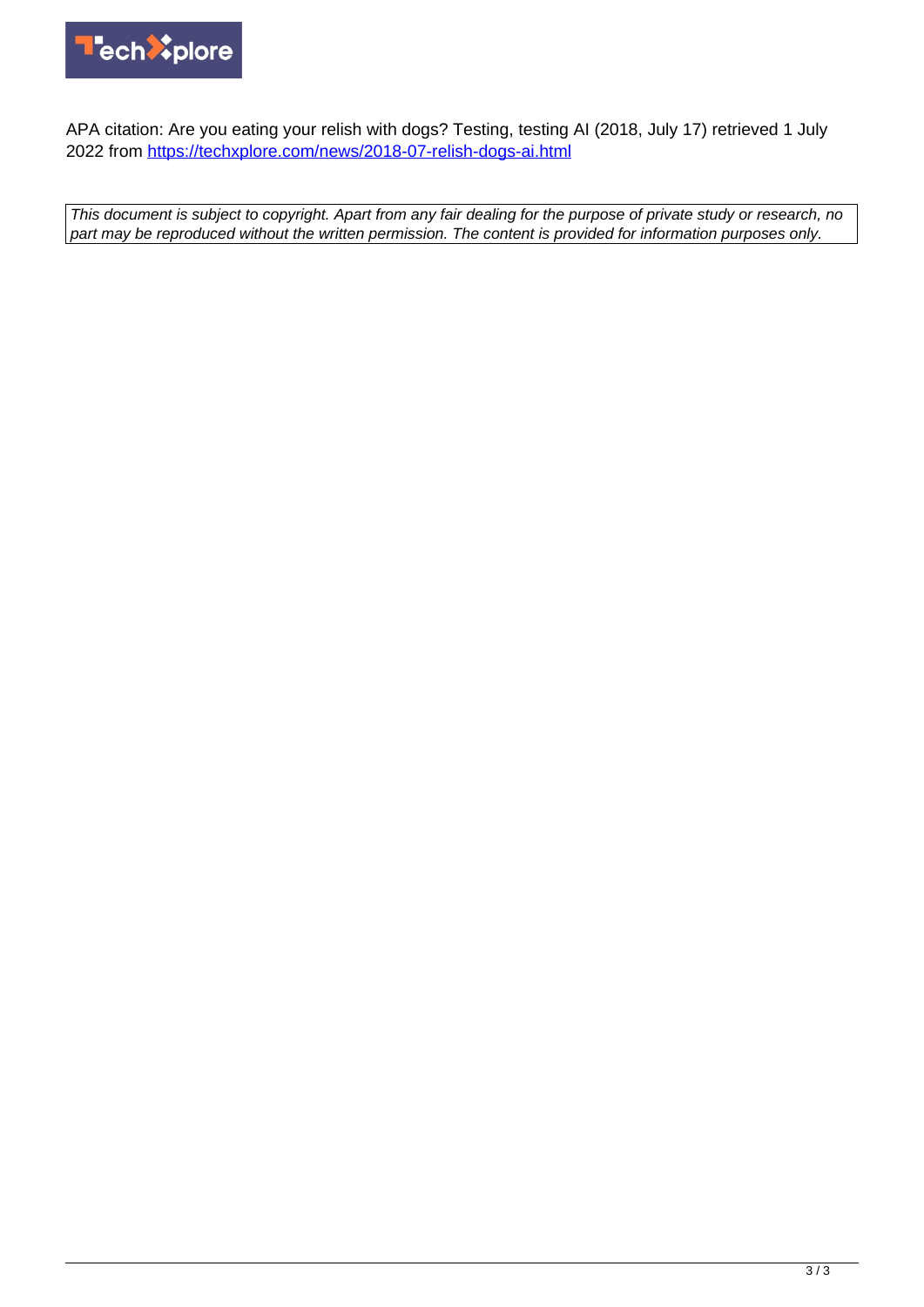APA citation: Are you eating your relish with dogs? Testing, testing AI (2018, July 17) retrieved 1 July 2022 from https://techxplore.com/news/2018-07-relish-dogs-ai.html

*This document is subject to copyright. Apart from any fair dealing for the purpose of private study or research, no part may be reproduced without the written permission. The content is provided for information purposes only.*